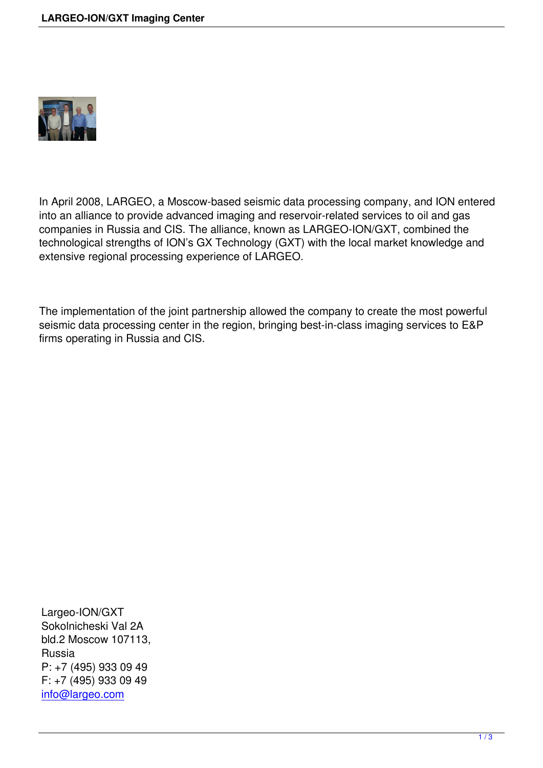In April 2008, LARGEO, a Moscow-based seismic data processing company, and ION entered into an alliance to provide advanced imaging and reservoir-related services to oil and gas companies in Russia and CIS. The alliance, known as LARGEO-ION/GXT, combined the technological strengths of ION's GX Technology (GXT) with the local market knowledge and extensive regional processing experience of LARGEO.

The implementation of the joint partnership allowed the company to create the most powerful seismic data processing center in the region, bringing best-in-class imaging services to E&P firms operating in Russia and CIS.

Largeo-ION/GXT
Sokolnicheski Val 2A
bld.2 Moscow 107113,
Russia
P: +7 (495) 933 09 49
F: +7 (495) 933 09 49
info@largeo.com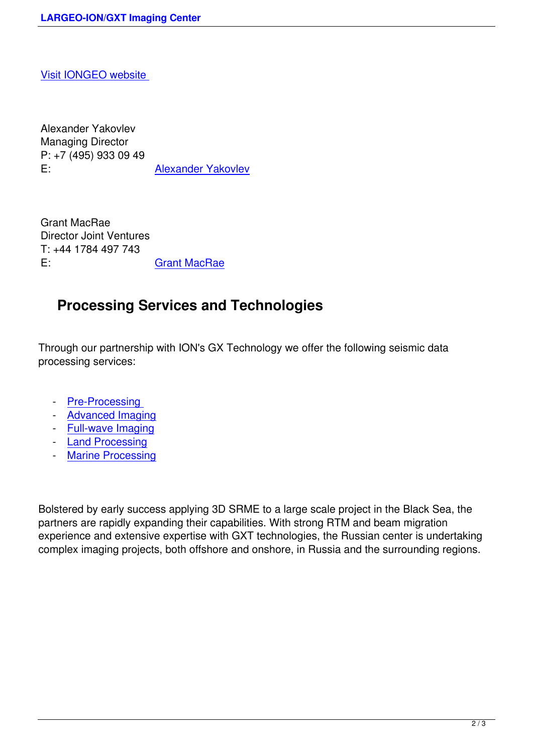Visit IONGEO website

Alexander Yakovlev
Managing Director
P: +7 (495) 933 09 49
E: Alexander Yakovlev

Grant MacRae
Director Joint Ventures
T: +44 1784 497 743
E: Grant MacRae

## Processing Services and Technologies

Through our partnership with ION's GX Technology we offer the following seismic data processing services:

- Pre-Processing
- Advanced Imaging
- Full-wave Imaging
- Land Processing
- Marine Processing

Bolstered by early success applying 3D SRME to a large scale project in the Black Sea, the partners are rapidly expanding their capabilities. With strong RTM and beam migration experience and extensive expertise with GXT technologies, the Russian center is undertaking complex imaging projects, both offshore and onshore, in Russia and the surrounding regions.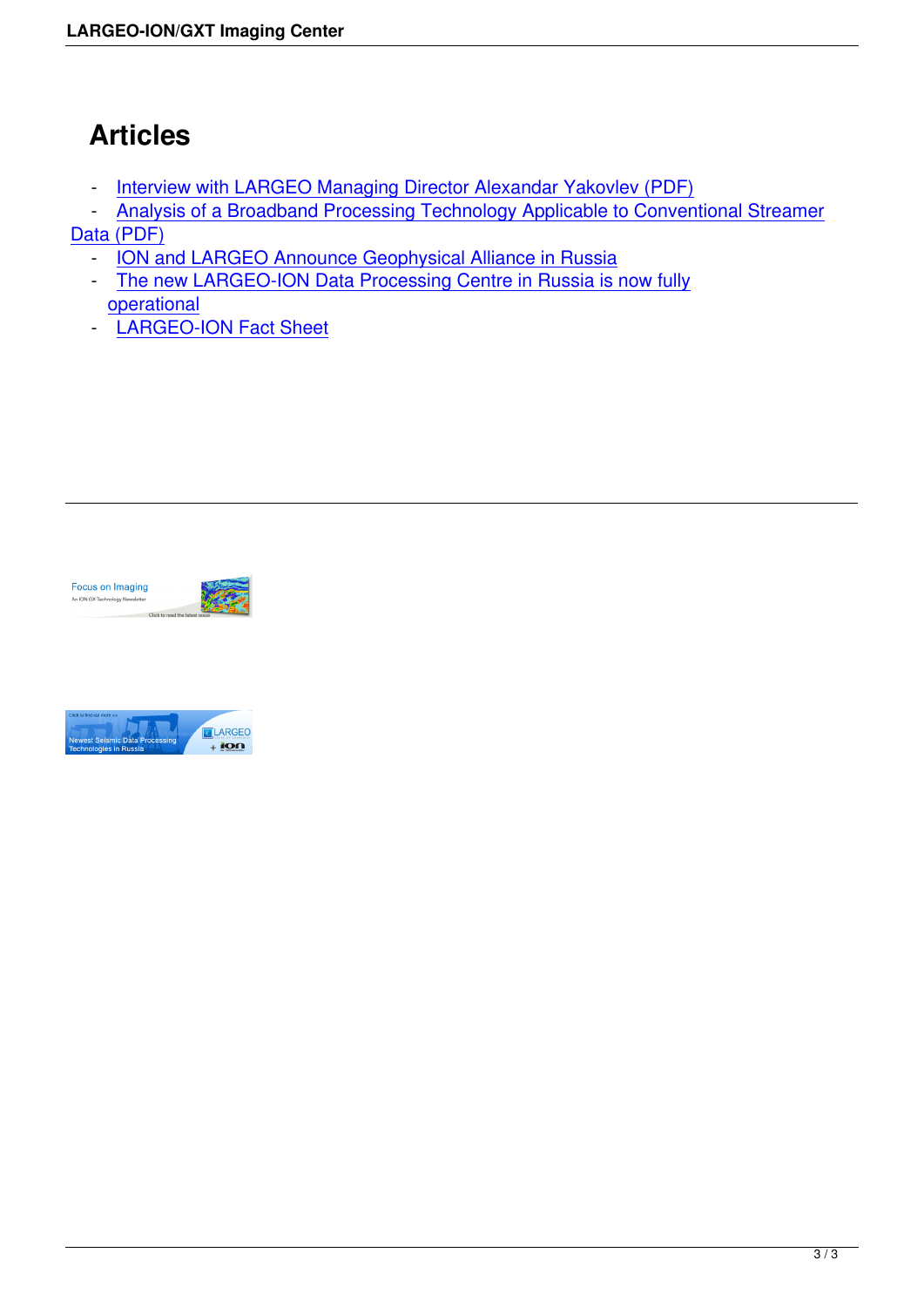# Articles

- Interview with LARGEO Managing Director Alexandar Yakovlev (PDF)
- Analysis of a Broadband Processing Technology Applicable to Conventional Streamer Data (PDF)
- ION and LARGEO Announce Geophysical Alliance in Russia
- The new LARGEO-ION Data Processing Centre in Russia is now fully operational
- LARGEO-ION Fact Sheet